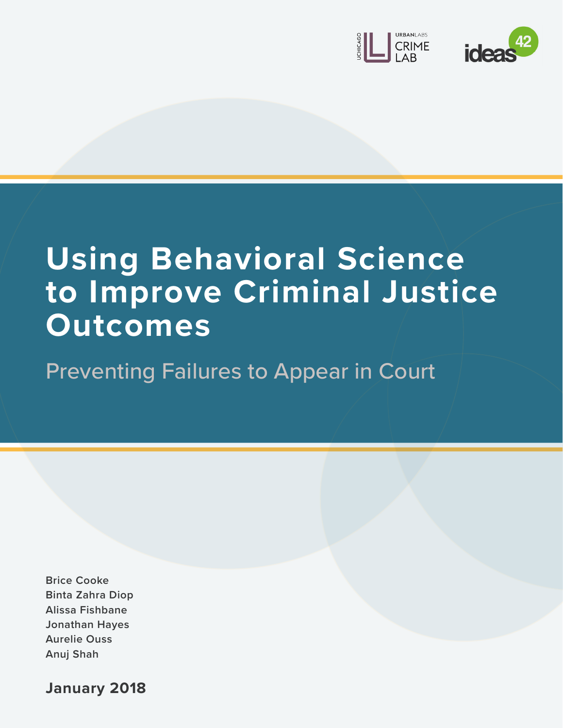UCHICAGO URBANLABS CRIME LAB

ideas42

# Using Behavioral Science to Improve Criminal Justice Outcomes

## Preventing Failures to Appear in Court

**Brice Cooke**
**Binta Zahra Diop**
**Alissa Fishbane**
**Jonathan Hayes**
**Aurelie Ouss**
**Anuj Shah**

**January 2018**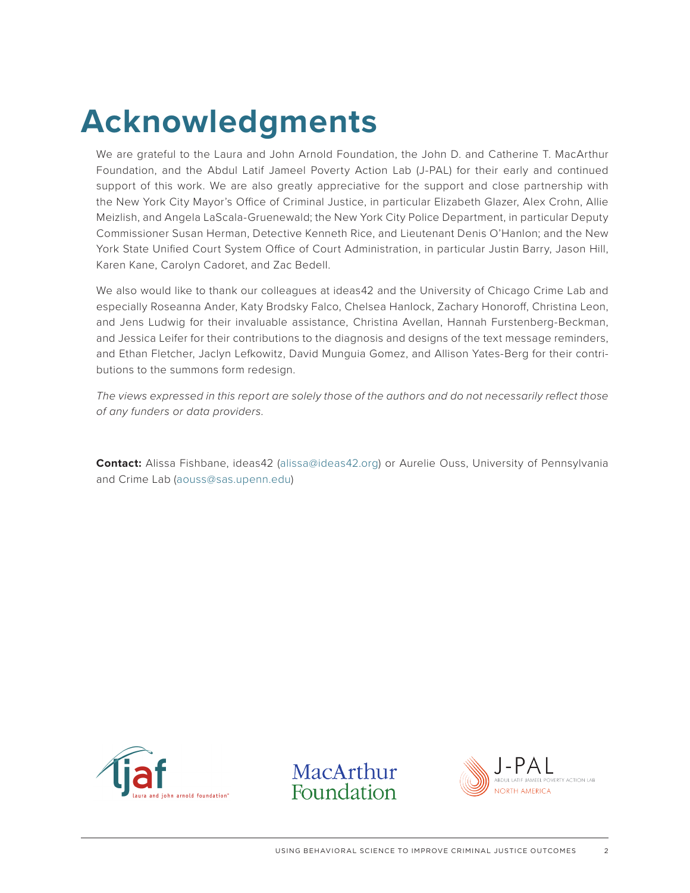# Acknowledgments

We are grateful to the Laura and John Arnold Foundation, the John D. and Catherine T. MacArthur Foundation, and the Abdul Latif Jameel Poverty Action Lab (J-PAL) for their early and continued support of this work. We are also greatly appreciative for the support and close partnership with the New York City Mayor's Office of Criminal Justice, in particular Elizabeth Glazer, Alex Crohn, Allie Meizlish, and Angela LaScala-Gruenewald; the New York City Police Department, in particular Deputy Commissioner Susan Herman, Detective Kenneth Rice, and Lieutenant Denis O'Hanlon; and the New York State Unified Court System Office of Court Administration, in particular Justin Barry, Jason Hill, Karen Kane, Carolyn Cadoret, and Zac Bedell.

We also would like to thank our colleagues at ideas42 and the University of Chicago Crime Lab and especially Roseanna Ander, Katy Brodsky Falco, Chelsea Hanlock, Zachary Honoroff, Christina Leon, and Jens Ludwig for their invaluable assistance, Christina Avellan, Hannah Furstenberg-Beckman, and Jessica Leifer for their contributions to the diagnosis and designs of the text message reminders, and Ethan Fletcher, Jaclyn Lefkowitz, David Munguia Gomez, and Allison Yates-Berg for their contributions to the summons form redesign.

*The views expressed in this report are solely those of the authors and do not necessarily reflect those of any funders or data providers.*

**Contact:** Alissa Fishbane, ideas42 (alissa@ideas42.org) or Aurelie Ouss, University of Pennsylvania and Crime Lab (aouss@sas.upenn.edu)

ljaf laura and john arnold foundation™

MacArthur Foundation

J-PAL ABDUL LATIF JAMEEL POVERTY ACTION LAB NORTH AMERICA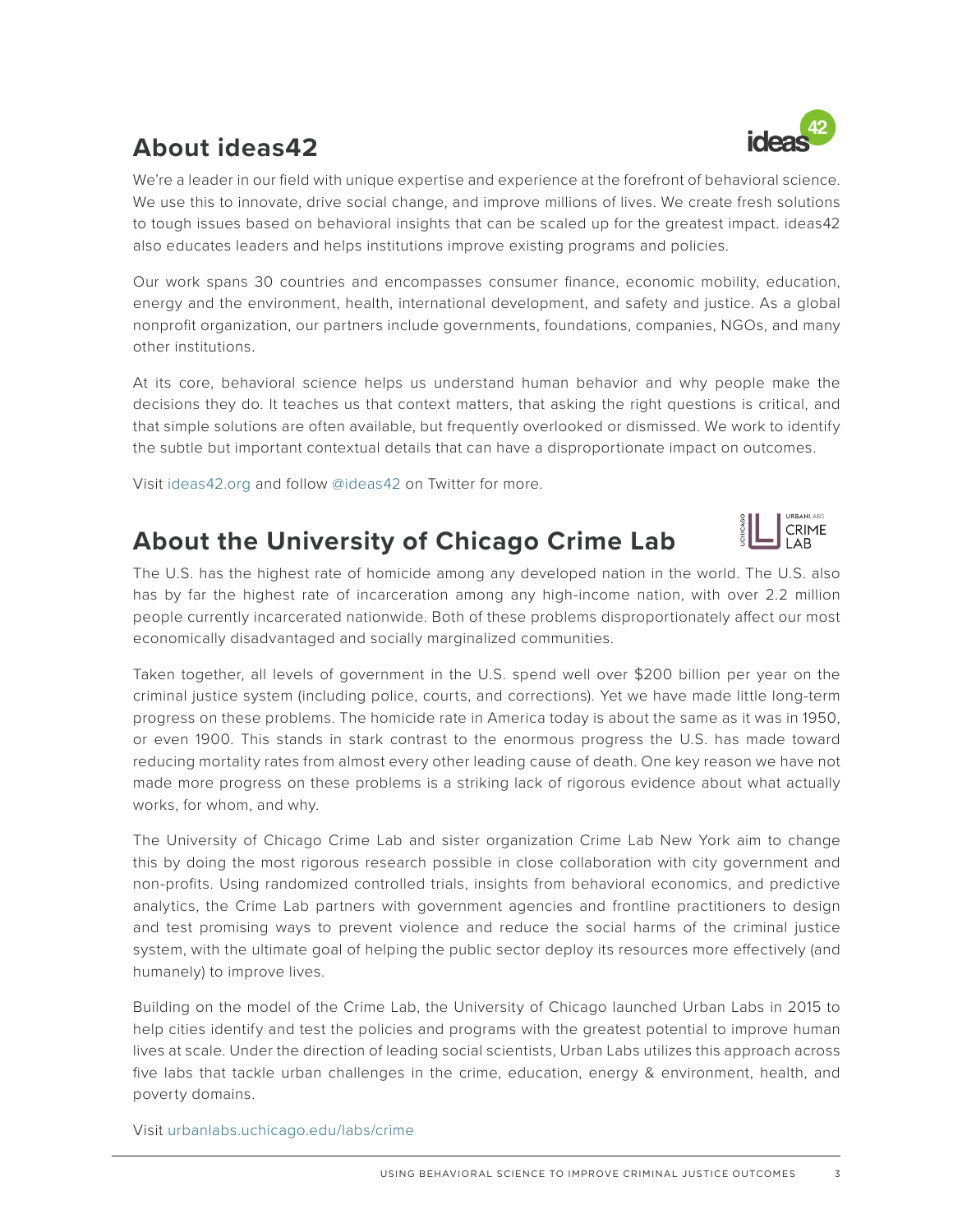## About ideas42

We're a leader in our field with unique expertise and experience at the forefront of behavioral science. We use this to innovate, drive social change, and improve millions of lives. We create fresh solutions to tough issues based on behavioral insights that can be scaled up for the greatest impact. ideas42 also educates leaders and helps institutions improve existing programs and policies.

Our work spans 30 countries and encompasses consumer finance, economic mobility, education, energy and the environment, health, international development, and safety and justice. As a global nonprofit organization, our partners include governments, foundations, companies, NGOs, and many other institutions.

At its core, behavioral science helps us understand human behavior and why people make the decisions they do. It teaches us that context matters, that asking the right questions is critical, and that simple solutions are often available, but frequently overlooked or dismissed. We work to identify the subtle but important contextual details that can have a disproportionate impact on outcomes.

Visit ideas42.org and follow @ideas42 on Twitter for more.

## About the University of Chicago Crime Lab

The U.S. has the highest rate of homicide among any developed nation in the world. The U.S. also has by far the highest rate of incarceration among any high-income nation, with over 2.2 million people currently incarcerated nationwide. Both of these problems disproportionately affect our most economically disadvantaged and socially marginalized communities.

Taken together, all levels of government in the U.S. spend well over $200 billion per year on the criminal justice system (including police, courts, and corrections). Yet we have made little long-term progress on these problems. The homicide rate in America today is about the same as it was in 1950, or even 1900. This stands in stark contrast to the enormous progress the U.S. has made toward reducing mortality rates from almost every other leading cause of death. One key reason we have not made more progress on these problems is a striking lack of rigorous evidence about what actually works, for whom, and why.

The University of Chicago Crime Lab and sister organization Crime Lab New York aim to change this by doing the most rigorous research possible in close collaboration with city government and non-profits. Using randomized controlled trials, insights from behavioral economics, and predictive analytics, the Crime Lab partners with government agencies and frontline practitioners to design and test promising ways to prevent violence and reduce the social harms of the criminal justice system, with the ultimate goal of helping the public sector deploy its resources more effectively (and humanely) to improve lives.

Building on the model of the Crime Lab, the University of Chicago launched Urban Labs in 2015 to help cities identify and test the policies and programs with the greatest potential to improve human lives at scale. Under the direction of leading social scientists, Urban Labs utilizes this approach across five labs that tackle urban challenges in the crime, education, energy & environment, health, and poverty domains.

Visit urbanlabs.uchicago.edu/labs/crime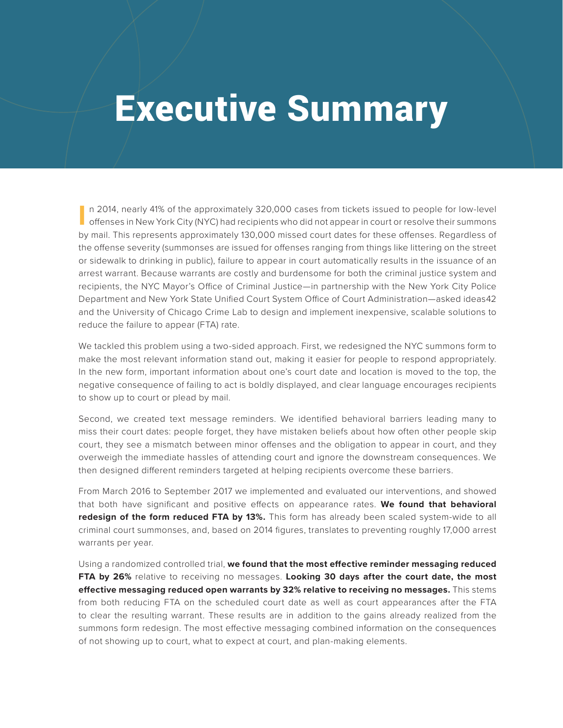# Executive Summary

In 2014, nearly 41% of the approximately 320,000 cases from tickets issued to people for low-level offenses in New York City (NYC) had recipients who did not appear in court or resolve their summons by mail. This represents approximately 130,000 missed court dates for these offenses. Regardless of the offense severity (summonses are issued for offenses ranging from things like littering on the street or sidewalk to drinking in public), failure to appear in court automatically results in the issuance of an arrest warrant. Because warrants are costly and burdensome for both the criminal justice system and recipients, the NYC Mayor's Office of Criminal Justice—in partnership with the New York City Police Department and New York State Unified Court System Office of Court Administration—asked ideas42 and the University of Chicago Crime Lab to design and implement inexpensive, scalable solutions to reduce the failure to appear (FTA) rate.

We tackled this problem using a two-sided approach. First, we redesigned the NYC summons form to make the most relevant information stand out, making it easier for people to respond appropriately. In the new form, important information about one's court date and location is moved to the top, the negative consequence of failing to act is boldly displayed, and clear language encourages recipients to show up to court or plead by mail.

Second, we created text message reminders. We identified behavioral barriers leading many to miss their court dates: people forget, they have mistaken beliefs about how often other people skip court, they see a mismatch between minor offenses and the obligation to appear in court, and they overweigh the immediate hassles of attending court and ignore the downstream consequences. We then designed different reminders targeted at helping recipients overcome these barriers.

From March 2016 to September 2017 we implemented and evaluated our interventions, and showed that both have significant and positive effects on appearance rates. **We found that behavioral redesign of the form reduced FTA by 13%.** This form has already been scaled system-wide to all criminal court summonses, and, based on 2014 figures, translates to preventing roughly 17,000 arrest warrants per year.

Using a randomized controlled trial, **we found that the most effective reminder messaging reduced FTA by 26%** relative to receiving no messages. **Looking 30 days after the court date, the most effective messaging reduced open warrants by 32% relative to receiving no messages.** This stems from both reducing FTA on the scheduled court date as well as court appearances after the FTA to clear the resulting warrant. These results are in addition to the gains already realized from the summons form redesign. The most effective messaging combined information on the consequences of not showing up to court, what to expect at court, and plan-making elements.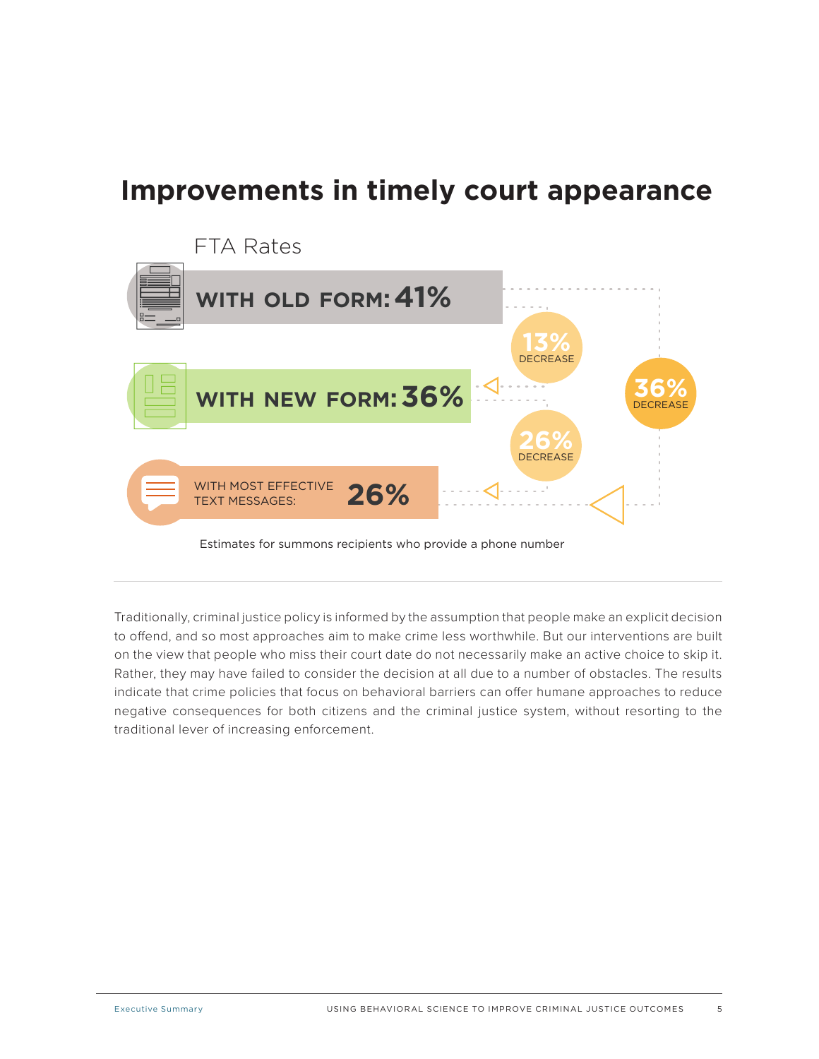## Improvements in timely court appearance

FTA Rates

WITH OLD FORM: **41%**

WITH NEW FORM: **36%**

WITH MOST EFFECTIVE TEXT MESSAGES: **26%**

**13%** DECREASE

**26%** DECREASE

**36%** DECREASE

Estimates for summons recipients who provide a phone number

---

Traditionally, criminal justice policy is informed by the assumption that people make an explicit decision to offend, and so most approaches aim to make crime less worthwhile. But our interventions are built on the view that people who miss their court date do not necessarily make an active choice to skip it. Rather, they may have failed to consider the decision at all due to a number of obstacles. The results indicate that crime policies that focus on behavioral barriers can offer humane approaches to reduce negative consequences for both citizens and the criminal justice system, without resorting to the traditional lever of increasing enforcement.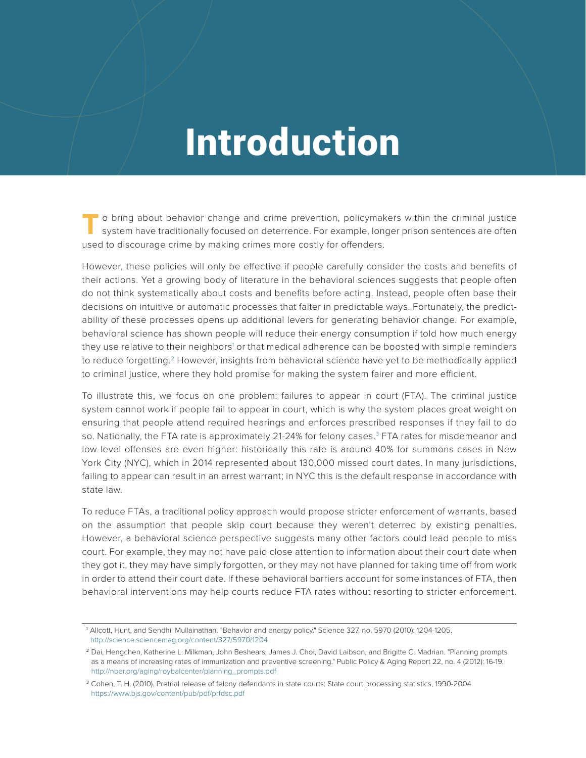# Introduction

To bring about behavior change and crime prevention, policymakers within the criminal justice system have traditionally focused on deterrence. For example, longer prison sentences are often used to discourage crime by making crimes more costly for offenders.

However, these policies will only be effective if people carefully consider the costs and benefits of their actions. Yet a growing body of literature in the behavioral sciences suggests that people often do not think systematically about costs and benefits before acting. Instead, people often base their decisions on intuitive or automatic processes that falter in predictable ways. Fortunately, the predictability of these processes opens up additional levers for generating behavior change. For example, behavioral science has shown people will reduce their energy consumption if told how much energy they use relative to their neighbors[1] or that medical adherence can be boosted with simple reminders to reduce forgetting.[2] However, insights from behavioral science have yet to be methodically applied to criminal justice, where they hold promise for making the system fairer and more efficient.

To illustrate this, we focus on one problem: failures to appear in court (FTA). The criminal justice system cannot work if people fail to appear in court, which is why the system places great weight on ensuring that people attend required hearings and enforces prescribed responses if they fail to do so. Nationally, the FTA rate is approximately 21-24% for felony cases.[3] FTA rates for misdemeanor and low-level offenses are even higher: historically this rate is around 40% for summons cases in New York City (NYC), which in 2014 represented about 130,000 missed court dates. In many jurisdictions, failing to appear can result in an arrest warrant; in NYC this is the default response in accordance with state law.

To reduce FTAs, a traditional policy approach would propose stricter enforcement of warrants, based on the assumption that people skip court because they weren't deterred by existing penalties. However, a behavioral science perspective suggests many other factors could lead people to miss court. For example, they may not have paid close attention to information about their court date when they got it, they may have simply forgotten, or they may not have planned for taking time off from work in order to attend their court date. If these behavioral barriers account for some instances of FTA, then behavioral interventions may help courts reduce FTA rates without resorting to stricter enforcement.

---

[1] Allcott, Hunt, and Sendhil Mullainathan. "Behavior and energy policy." Science 327, no. 5970 (2010): 1204-1205. http://science.sciencemag.org/content/327/5970/1204

[2] Dai, Hengchen, Katherine L. Milkman, John Beshears, James J. Choi, David Laibson, and Brigitte C. Madrian. "Planning prompts as a means of increasing rates of immunization and preventive screening." Public Policy & Aging Report 22, no. 4 (2012): 16-19. http://nber.org/aging/roybalcenter/planning_prompts.pdf

[3] Cohen, T. H. (2010). Pretrial release of felony defendants in state courts: State court processing statistics, 1990-2004. https://www.bjs.gov/content/pub/pdf/prfdsc.pdf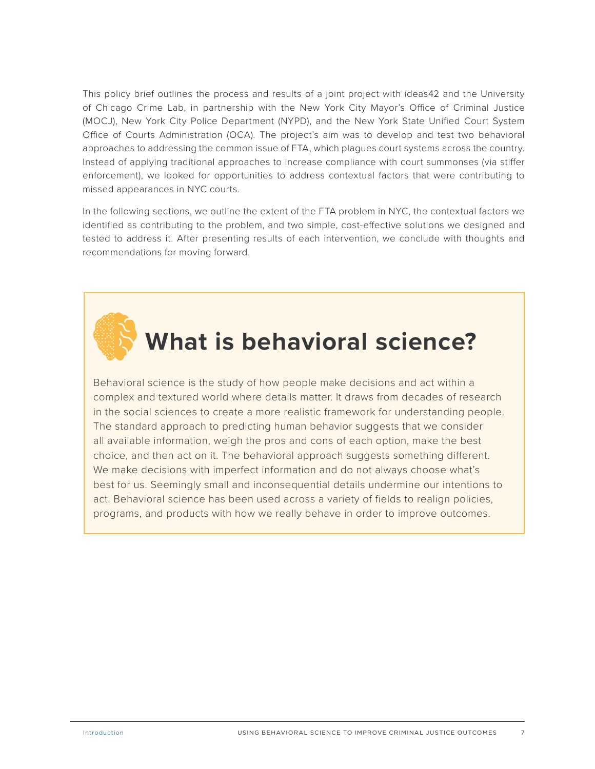This policy brief outlines the process and results of a joint project with ideas42 and the University of Chicago Crime Lab, in partnership with the New York City Mayor's Office of Criminal Justice (MOCJ), New York City Police Department (NYPD), and the New York State Unified Court System Office of Courts Administration (OCA). The project's aim was to develop and test two behavioral approaches to addressing the common issue of FTA, which plagues court systems across the country. Instead of applying traditional approaches to increase compliance with court summonses (via stiffer enforcement), we looked for opportunities to address contextual factors that were contributing to missed appearances in NYC courts.

In the following sections, we outline the extent of the FTA problem in NYC, the contextual factors we identified as contributing to the problem, and two simple, cost-effective solutions we designed and tested to address it. After presenting results of each intervention, we conclude with thoughts and recommendations for moving forward.

## What is behavioral science?

Behavioral science is the study of how people make decisions and act within a complex and textured world where details matter. It draws from decades of research in the social sciences to create a more realistic framework for understanding people. The standard approach to predicting human behavior suggests that we consider all available information, weigh the pros and cons of each option, make the best choice, and then act on it. The behavioral approach suggests something different. We make decisions with imperfect information and do not always choose what's best for us. Seemingly small and inconsequential details undermine our intentions to act. Behavioral science has been used across a variety of fields to realign policies, programs, and products with how we really behave in order to improve outcomes.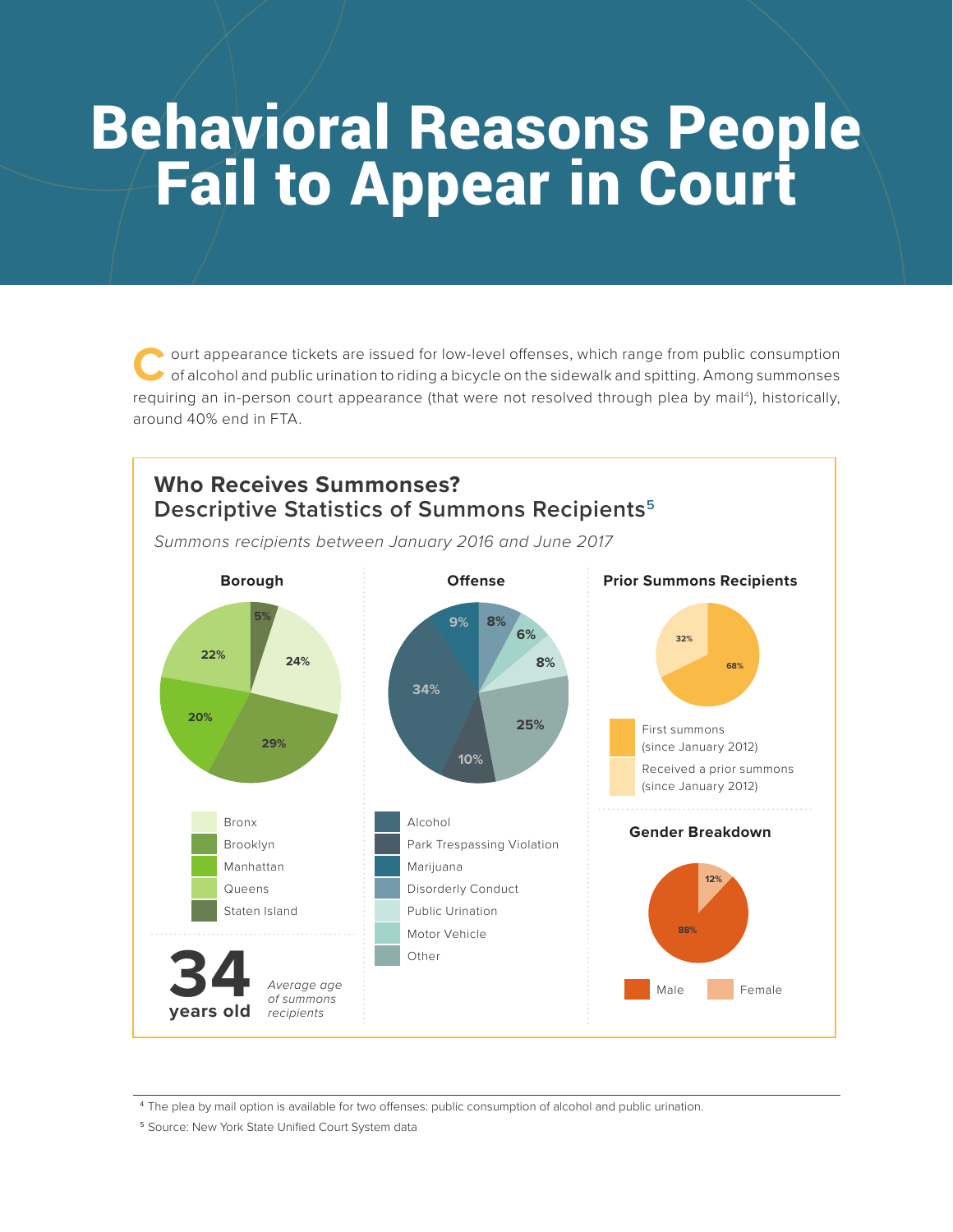# Behavioral Reasons People Fail to Appear in Court

Court appearance tickets are issued for low-level offenses, which range from public consumption of alcohol and public urination to riding a bicycle on the sidewalk and spitting. Among summonses requiring an in-person court appearance (that were not resolved through plea by mail[4]), historically, around 40% end in FTA.

## Who Receives Summonses? Descriptive Statistics of Summons Recipients[5]

*Summons recipients between January 2016 and June 2017*

### Borough

| Borough | Percent |
| --- | --- |
| Bronx | 24% |
| Brooklyn | 29% |
| Manhattan | 20% |
| Queens | 22% |
| Staten Island | 5% |

### Offense

| Offense | Percent |
| --- | --- |
| Alcohol | 34% |
| Park Trespassing Violation | 10% |
| Marijuana | 9% |
| Disorderly Conduct | 8% |
| Public Urination | 8% |
| Motor Vehicle | 6% |
| Other | 25% |

### Prior Summons Recipients

| Category | Percent |
| --- | --- |
| First summons (since January 2012) | 68% |
| Received a prior summons (since January 2012) | 32% |

### Gender Breakdown

| Gender | Percent |
| --- | --- |
| Male | 88% |
| Female | 12% |

**34 years old** — *Average age of summons recipients*

---

[4] The plea by mail option is available for two offenses: public consumption of alcohol and public urination.

[5] Source: New York State Unified Court System data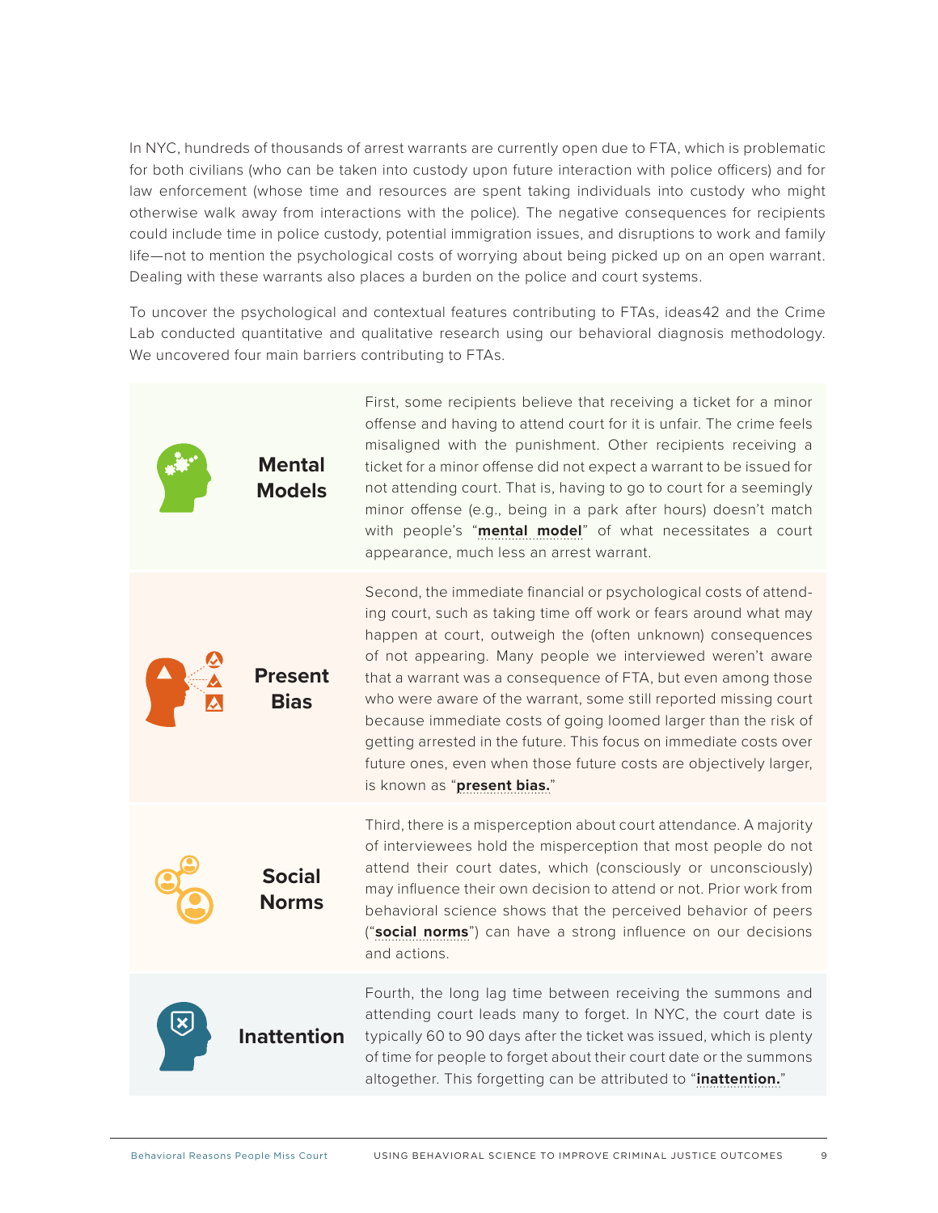In NYC, hundreds of thousands of arrest warrants are currently open due to FTA, which is problematic for both civilians (who can be taken into custody upon future interaction with police officers) and for law enforcement (whose time and resources are spent taking individuals into custody who might otherwise walk away from interactions with the police). The negative consequences for recipients could include time in police custody, potential immigration issues, and disruptions to work and family life—not to mention the psychological costs of worrying about being picked up on an open warrant. Dealing with these warrants also places a burden on the police and court systems.

To uncover the psychological and contextual features contributing to FTAs, ideas42 and the Crime Lab conducted quantitative and qualitative research using our behavioral diagnosis methodology. We uncovered four main barriers contributing to FTAs.

| | |
|---|---|
| **Mental Models** | First, some recipients believe that receiving a ticket for a minor offense and having to attend court for it is unfair. The crime feels misaligned with the punishment. Other recipients receiving a ticket for a minor offense did not expect a warrant to be issued for not attending court. That is, having to go to court for a seemingly minor offense (e.g., being in a park after hours) doesn't match with people's "**mental model**" of what necessitates a court appearance, much less an arrest warrant. |
| **Present Bias** | Second, the immediate financial or psychological costs of attending court, such as taking time off work or fears around what may happen at court, outweigh the (often unknown) consequences of not appearing. Many people we interviewed weren't aware that a warrant was a consequence of FTA, but even among those who were aware of the warrant, some still reported missing court because immediate costs of going loomed larger than the risk of getting arrested in the future. This focus on immediate costs over future ones, even when those future costs are objectively larger, is known as "**present bias.**" |
| **Social Norms** | Third, there is a misperception about court attendance. A majority of interviewees hold the misperception that most people do not attend their court dates, which (consciously or unconsciously) may influence their own decision to attend or not. Prior work from behavioral science shows that the perceived behavior of peers ("**social norms**") can have a strong influence on our decisions and actions. |
| **Inattention** | Fourth, the long lag time between receiving the summons and attending court leads many to forget. In NYC, the court date is typically 60 to 90 days after the ticket was issued, which is plenty of time for people to forget about their court date or the summons altogether. This forgetting can be attributed to "**inattention.**" |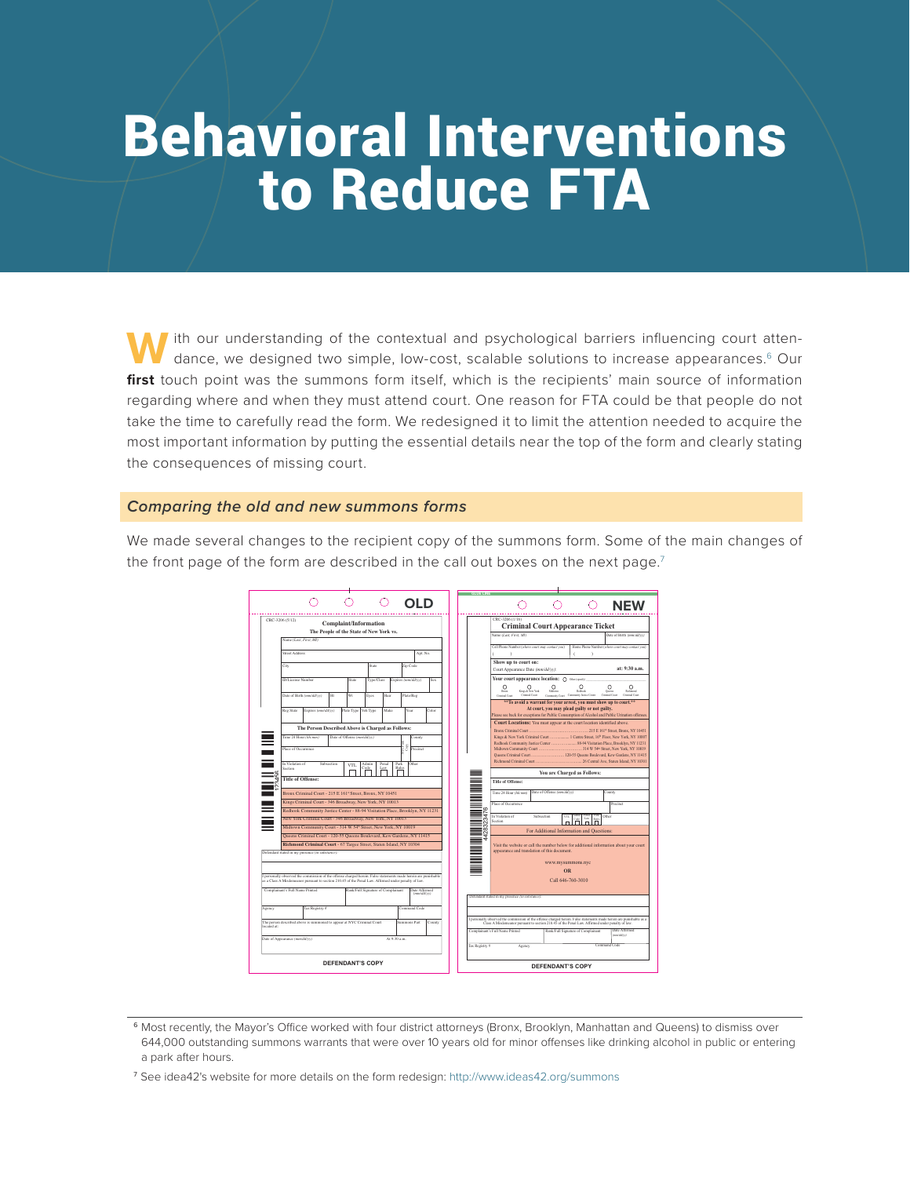# Behavioral Interventions to Reduce FTA

With our understanding of the contextual and psychological barriers influencing court attendance, we designed two simple, low-cost, scalable solutions to increase appearances.[6] Our **first** touch point was the summons form itself, which is the recipients' main source of information regarding where and when they must attend court. One reason for FTA could be that people do not take the time to carefully read the form. We redesigned it to limit the attention needed to acquire the most important information by putting the essential details near the top of the form and clearly stating the consequences of missing court.

### *Comparing the old and new summons forms*

We made several changes to the recipient copy of the summons form. Some of the main changes of the front page of the form are described in the call out boxes on the next page.[7]

---

[6] Most recently, the Mayor's Office worked with four district attorneys (Bronx, Brooklyn, Manhattan and Queens) to dismiss over 644,000 outstanding summons warrants that were over 10 years old for minor offenses like drinking alcohol in public or entering a park after hours.

[7] See idea42's website for more details on the form redesign: http://www.ideas42.org/summons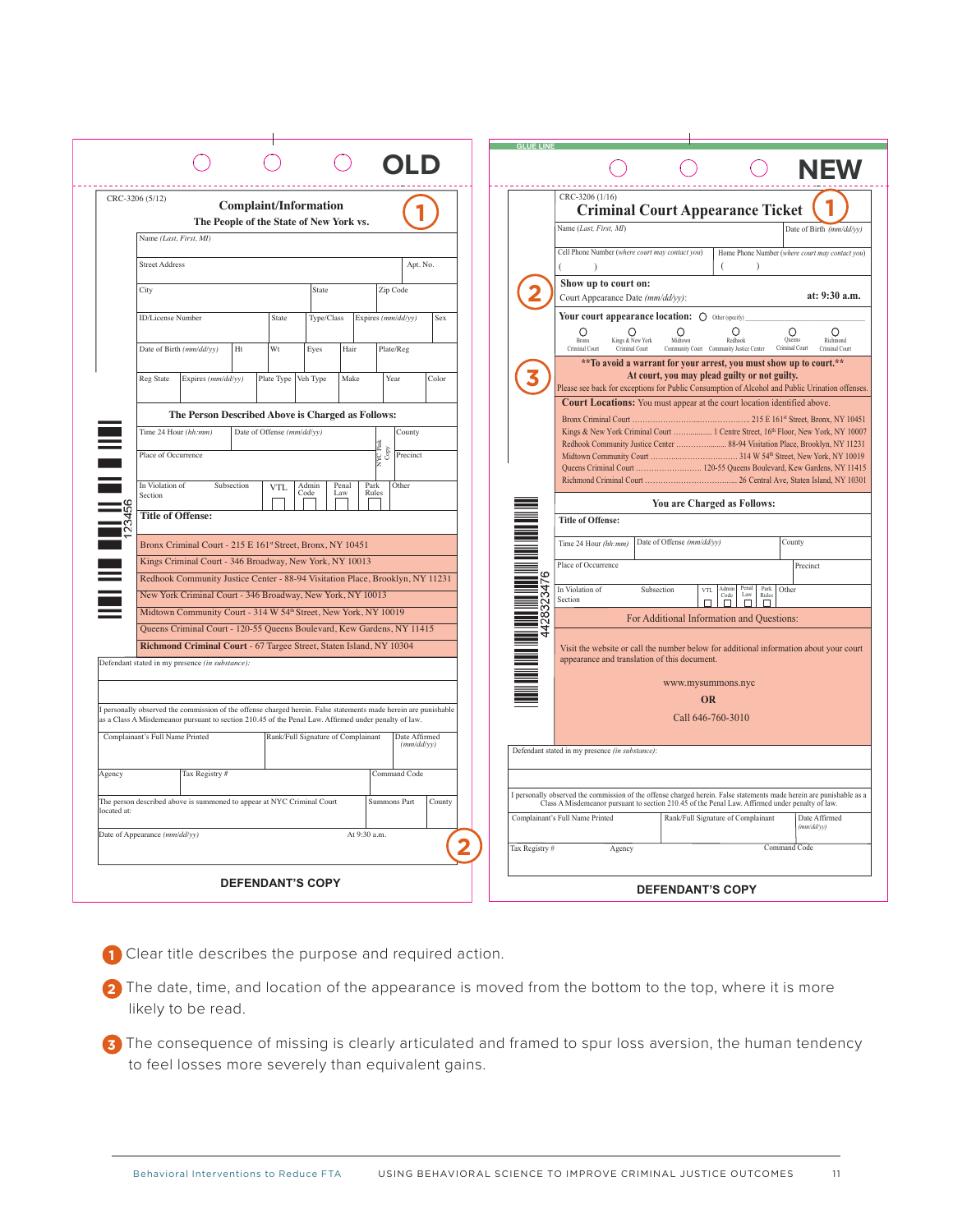## OLD

CRC-3206 (5/12)

**Complaint/Information**

**The People of the State of New York vs.** ①

| Name *(Last, First, MI)* | | | | | |
|---|---|---|---|---|---|
| Street Address | | | | Apt. No. | |
| City | | State | | Zip Code | |
| ID/License Number | State | Type/Class | Expires *(mm/dd/yy)* | | Sex |
| Date of Birth *(mm/dd/yy)* | Ht | Wt | Eyes | Hair | Plate/Reg |
| Reg State | Expires *(mm/dd/yy)* | Plate Type | Veh Type | Make | Year | Color |

**The Person Described Above is Charged as Follows:**

| Time 24 Hour *(hh:mm)* | Date of Offense *(mm/dd/yy)* | | County |
|---|---|---|---|
| Place of Occurrence | | NYC Park Copy | Precinct |
| In Violation of Section | Subsection | VTL / Admin Code / Penal Law / Park Rules | Other |

**Title of Offense:**

123456

- Bronx Criminal Court - 215 E 161st Street, Bronx, NY 10451
- Kings Criminal Court - 346 Broadway, New York, NY 10013
- Redhook Community Justice Center - 88-94 Visitation Place, Brooklyn, NY 11231
- New York Criminal Court - 346 Broadway, New York, NY 10013
- Midtown Community Court - 314 W 54th Street, New York, NY 10019
- Queens Criminal Court - 120-55 Queens Boulevard, Kew Gardens, NY 11415
- **Richmond Criminal Court** - 67 Targee Street, Staten Island, NY 10304

Defendant stated in my presence *(in substance)*:

I personally observed the commission of the offense charged herein. False statements made herein are punishable as a Class A Misdemeanor pursuant to section 210.45 of the Penal Law. Affirmed under penalty of law.

| Complainant's Full Name Printed | | Rank/Full Signature of Complainant | Date Affirmed *(mm/dd/yy)* |
|---|---|---|---|
| Agency | Tax Registry # | | Command Code |
| The person described above is summoned to appear at NYC Criminal Court located at: | | Summons Part | County |
| Date of Appearance *(mm/dd/yy)* | At 9:30 a.m. | | |

② 

**DEFENDANT'S COPY**

## NEW

GLUE LINE

CRC-3206 (1/16)

**Criminal Court Appearance Ticket** ①

| Name *(Last, First, MI)* | Date of Birth *(mm/dd/yy)* |
|---|---|
| Cell Phone Number *(where court may contact you)* ( ) | Home Phone Number *(where court may contact you)* ( ) |

② **Show up to court on:**

Court Appearance Date *(mm/dd/yy)*: at: 9:30 a.m.

**Your court appearance location:** ○ Other (specify) ____

○ Bronx Criminal Court ○ Kings & New York Criminal Court ○ Midtown Community Court ○ Redhook Community Justice Center ○ Queens Criminal Court ○ Richmond Criminal Court

③ **\*\*To avoid a warrant for your arrest, you must show up to court.\*\***

**At court, you may plead guilty or not guilty.**

Please see back for exceptions for Public Consumption of Alcohol and Public Urination offenses.

**Court Locations:** You must appear at the court location identified above.

- Bronx Criminal Court ........ 215 E 161st Street, Bronx, NY 10451
- Kings & New York Criminal Court ........ 1 Centre Street, 16th Floor, New York, NY 10007
- Redhook Community Justice Center ........ 88-94 Visitation Place, Brooklyn, NY 11231
- Midtown Community Court ........ 314 W 54th Street, New York, NY 10019
- Queens Criminal Court ........ 120-55 Queens Boulevard, Kew Gardens, NY 11415
- Richmond Criminal Court ........ 26 Central Ave, Staten Island, NY 10301

**You are Charged as Follows:**

**Title of Offense:**

| Time 24 Hour *(hh:mm)* | Date of Offense *(mm/dd/yy)* | County |
|---|---|---|
| Place of Occurrence | | Precinct |
| In Violation of Section | Subsection / VTL / Admin Code / Penal Law / Park Rules | Other |

442832476

For Additional Information and Questions:

Visit the website or call the number below for additional information about your court appearance and translation of this document.

www.mysummons.nyc

**OR**

Call 646-760-3010

Defendant stated in my presence *(in substance)*:

I personally observed the commission of the offense charged herein. False statements made herein are punishable as a Class A Misdemeanor pursuant to section 210.45 of the Penal Law. Affirmed under penalty of law.

| Complainant's Full Name Printed | Rank/Full Signature of Complainant | Date Affirmed *(mm/dd/yy)* |
|---|---|---|
| Tax Registry # / Agency | | Command Code |

**DEFENDANT'S COPY**

1. Clear title describes the purpose and required action.
2. The date, time, and location of the appearance is moved from the bottom to the top, where it is more likely to be read.
3. The consequence of missing is clearly articulated and framed to spur loss aversion, the human tendency to feel losses more severely than equivalent gains.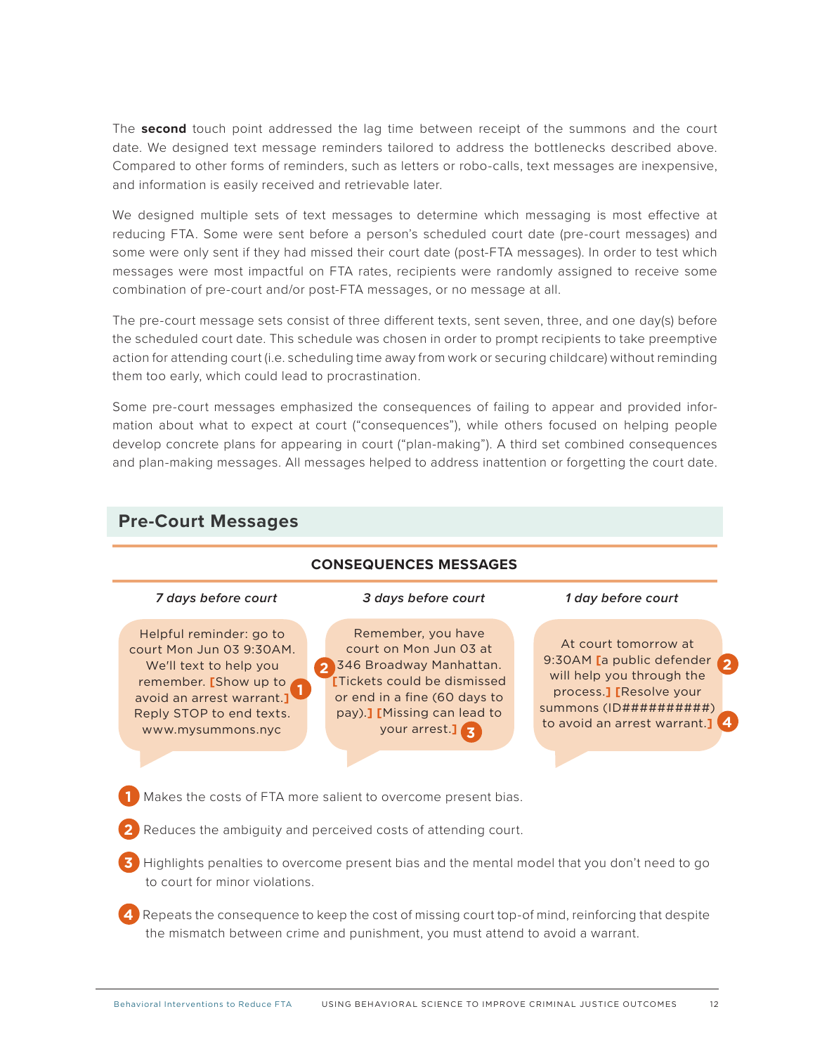The **second** touch point addressed the lag time between receipt of the summons and the court date. We designed text message reminders tailored to address the bottlenecks described above. Compared to other forms of reminders, such as letters or robo-calls, text messages are inexpensive, and information is easily received and retrievable later.

We designed multiple sets of text messages to determine which messaging is most effective at reducing FTA. Some were sent before a person's scheduled court date (pre-court messages) and some were only sent if they had missed their court date (post-FTA messages). In order to test which messages were most impactful on FTA rates, recipients were randomly assigned to receive some combination of pre-court and/or post-FTA messages, or no message at all.

The pre-court message sets consist of three different texts, sent seven, three, and one day(s) before the scheduled court date. This schedule was chosen in order to prompt recipients to take preemptive action for attending court (i.e. scheduling time away from work or securing childcare) without reminding them too early, which could lead to procrastination.

Some pre-court messages emphasized the consequences of failing to appear and provided information about what to expect at court ("consequences"), while others focused on helping people develop concrete plans for appearing in court ("plan-making"). A third set combined consequences and plan-making messages. All messages helped to address inattention or forgetting the court date.

## Pre-Court Messages

### CONSEQUENCES MESSAGES

| *7 days before court* | *3 days before court* | *1 day before court* |
|---|---|---|
| Helpful reminder: go to court Mon Jun 03 9:30AM. We'll text to help you remember. [Show up to avoid an arrest warrant.] (1) Reply STOP to end texts. www.mysummons.nyc | Remember, you have court on Mon Jun 03 at 346 Broadway Manhattan. (2) [Tickets could be dismissed or end in a fine (60 days to pay).] [Missing can lead to your arrest.] (3) | At court tomorrow at 9:30AM [a public defender will help you through the process.] (2) [Resolve your summons (ID##########) to avoid an arrest warrant.] (4) |

1. Makes the costs of FTA more salient to overcome present bias.
2. Reduces the ambiguity and perceived costs of attending court.
3. Highlights penalties to overcome present bias and the mental model that you don't need to go to court for minor violations.
4. Repeats the consequence to keep the cost of missing court top-of-mind, reinforcing that despite the mismatch between crime and punishment, you must attend to avoid a warrant.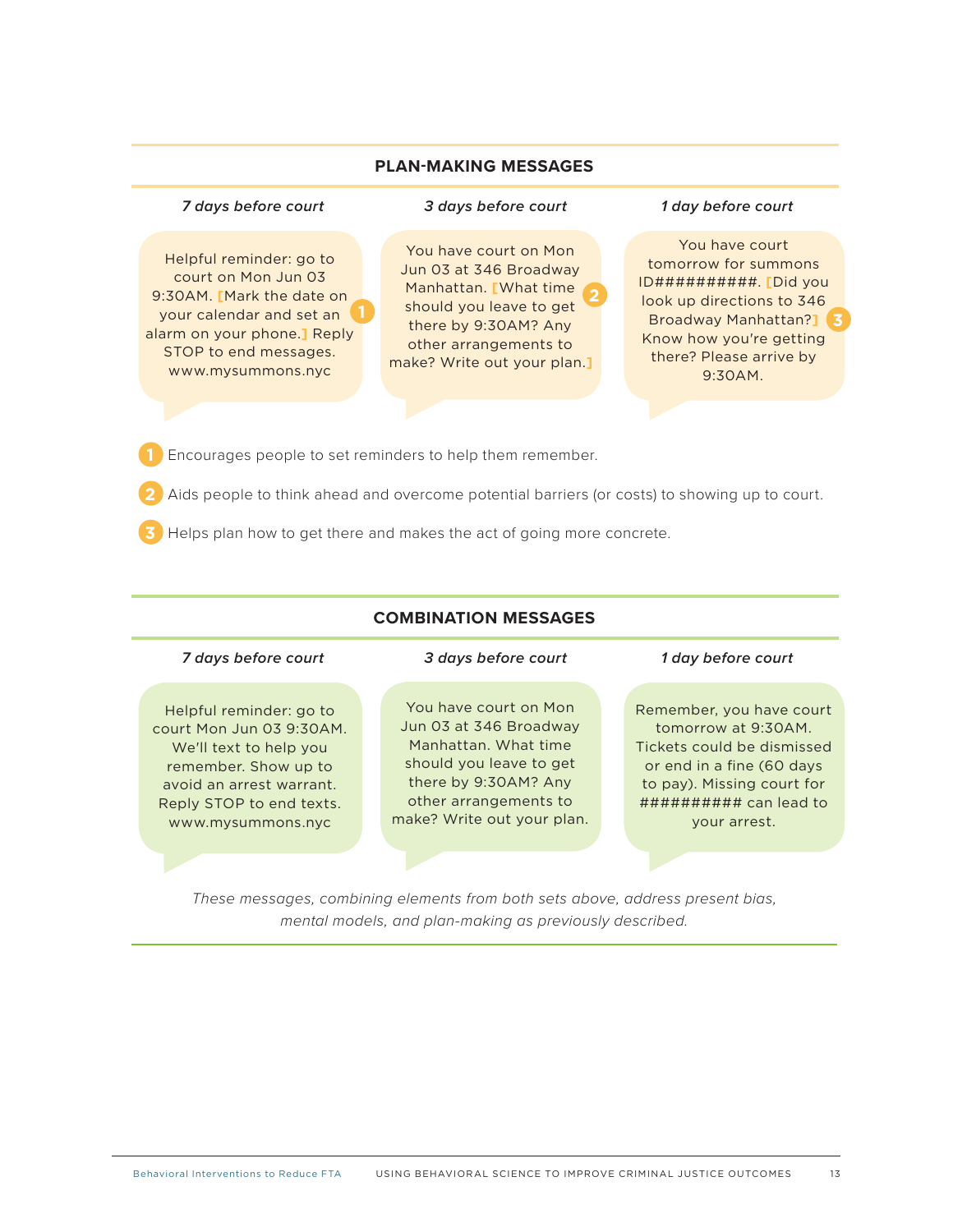## PLAN-MAKING MESSAGES

*7 days before court*

Helpful reminder: go to court on Mon Jun 03 9:30AM. [Mark the date on your calendar and set an alarm on your phone.] (1) Reply STOP to end messages. www.mysummons.nyc

*3 days before court*

You have court on Mon Jun 03 at 346 Broadway Manhattan. [What time should you leave to get there by 9:30AM? Any other arrangements to make? Write out your plan.] (2)

*1 day before court*

You have court tomorrow for summons ID##########. [Did you look up directions to 346 Broadway Manhattan?] (3) Know how you're getting there? Please arrive by 9:30AM.

1. Encourages people to set reminders to help them remember.
2. Aids people to think ahead and overcome potential barriers (or costs) to showing up to court.
3. Helps plan how to get there and makes the act of going more concrete.

## COMBINATION MESSAGES

*7 days before court*

Helpful reminder: go to court Mon Jun 03 9:30AM. We'll text to help you remember. Show up to avoid an arrest warrant. Reply STOP to end texts. www.mysummons.nyc

*3 days before court*

You have court on Mon Jun 03 at 346 Broadway Manhattan. What time should you leave to get there by 9:30AM? Any other arrangements to make? Write out your plan.

*1 day before court*

Remember, you have court tomorrow at 9:30AM. Tickets could be dismissed or end in a fine (60 days to pay). Missing court for ########## can lead to your arrest.

*These messages, combining elements from both sets above, address present bias, mental models, and plan-making as previously described.*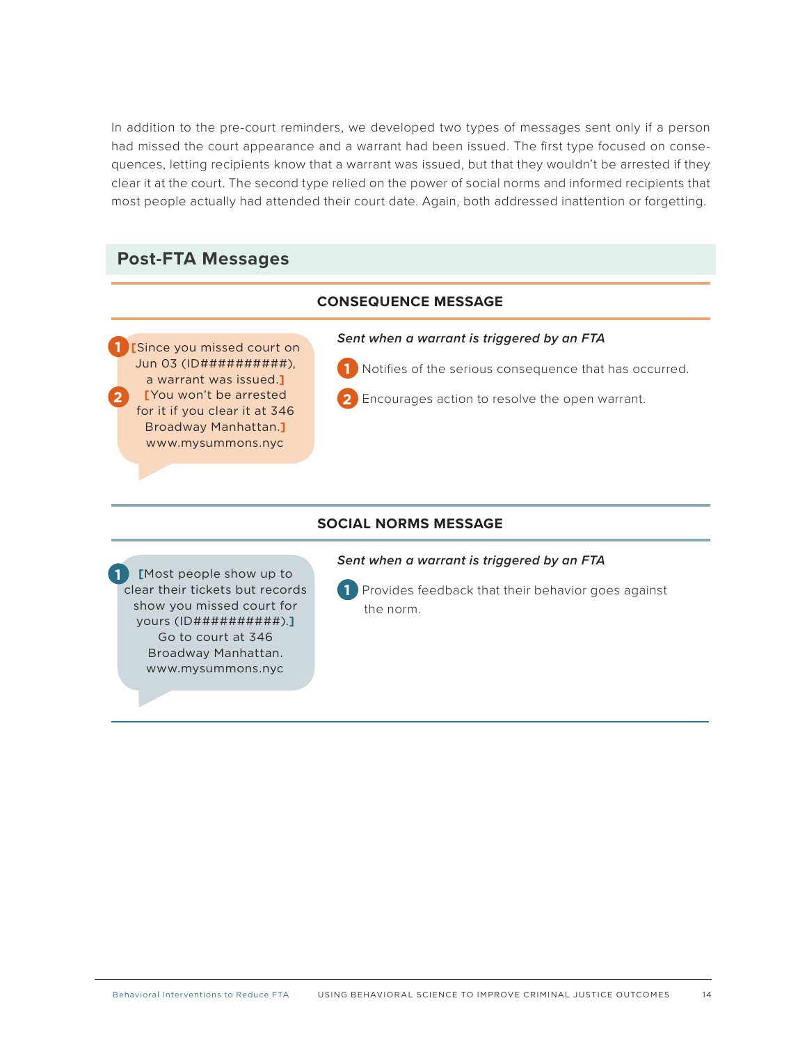In addition to the pre-court reminders, we developed two types of messages sent only if a person had missed the court appearance and a warrant had been issued. The first type focused on consequences, letting recipients know that a warrant was issued, but that they wouldn't be arrested if they clear it at the court. The second type relied on the power of social norms and informed recipients that most people actually had attended their court date. Again, both addressed inattention or forgetting.

## Post-FTA Messages

### CONSEQUENCE MESSAGE

1 [Since you missed court on Jun 03 (ID##########), a warrant was issued.] 2 [You won't be arrested for it if you clear it at 346 Broadway Manhattan.] www.mysummons.nyc

*Sent when a warrant is triggered by an FTA*

1. Notifies of the serious consequence that has occurred.
2. Encourages action to resolve the open warrant.

### SOCIAL NORMS MESSAGE

1 [Most people show up to clear their tickets but records show you missed court for yours (ID##########).] Go to court at 346 Broadway Manhattan. www.mysummons.nyc

*Sent when a warrant is triggered by an FTA*

1. Provides feedback that their behavior goes against the norm.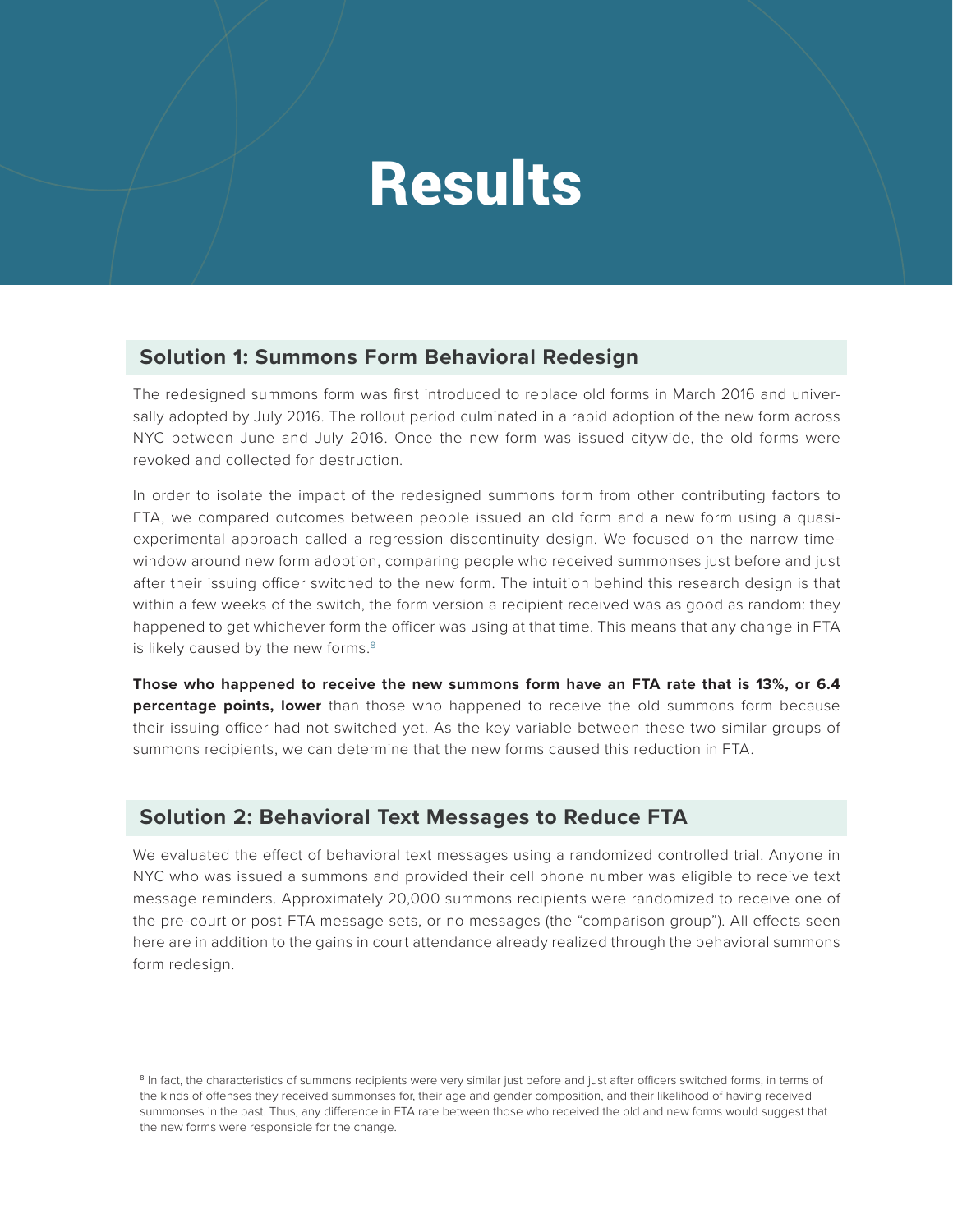# Results

## Solution 1: Summons Form Behavioral Redesign

The redesigned summons form was first introduced to replace old forms in March 2016 and universally adopted by July 2016. The rollout period culminated in a rapid adoption of the new form across NYC between June and July 2016. Once the new form was issued citywide, the old forms were revoked and collected for destruction.

In order to isolate the impact of the redesigned summons form from other contributing factors to FTA, we compared outcomes between people issued an old form and a new form using a quasi-experimental approach called a regression discontinuity design. We focused on the narrow time-window around new form adoption, comparing people who received summonses just before and just after their issuing officer switched to the new form. The intuition behind this research design is that within a few weeks of the switch, the form version a recipient received was as good as random: they happened to get whichever form the officer was using at that time. This means that any change in FTA is likely caused by the new forms.[8]

**Those who happened to receive the new summons form have an FTA rate that is 13%, or 6.4 percentage points, lower** than those who happened to receive the old summons form because their issuing officer had not switched yet. As the key variable between these two similar groups of summons recipients, we can determine that the new forms caused this reduction in FTA.

## Solution 2: Behavioral Text Messages to Reduce FTA

We evaluated the effect of behavioral text messages using a randomized controlled trial. Anyone in NYC who was issued a summons and provided their cell phone number was eligible to receive text message reminders. Approximately 20,000 summons recipients were randomized to receive one of the pre-court or post-FTA message sets, or no messages (the "comparison group"). All effects seen here are in addition to the gains in court attendance already realized through the behavioral summons form redesign.

[8] In fact, the characteristics of summons recipients were very similar just before and just after officers switched forms, in terms of the kinds of offenses they received summonses for, their age and gender composition, and their likelihood of having received summonses in the past. Thus, any difference in FTA rate between those who received the old and new forms would suggest that the new forms were responsible for the change.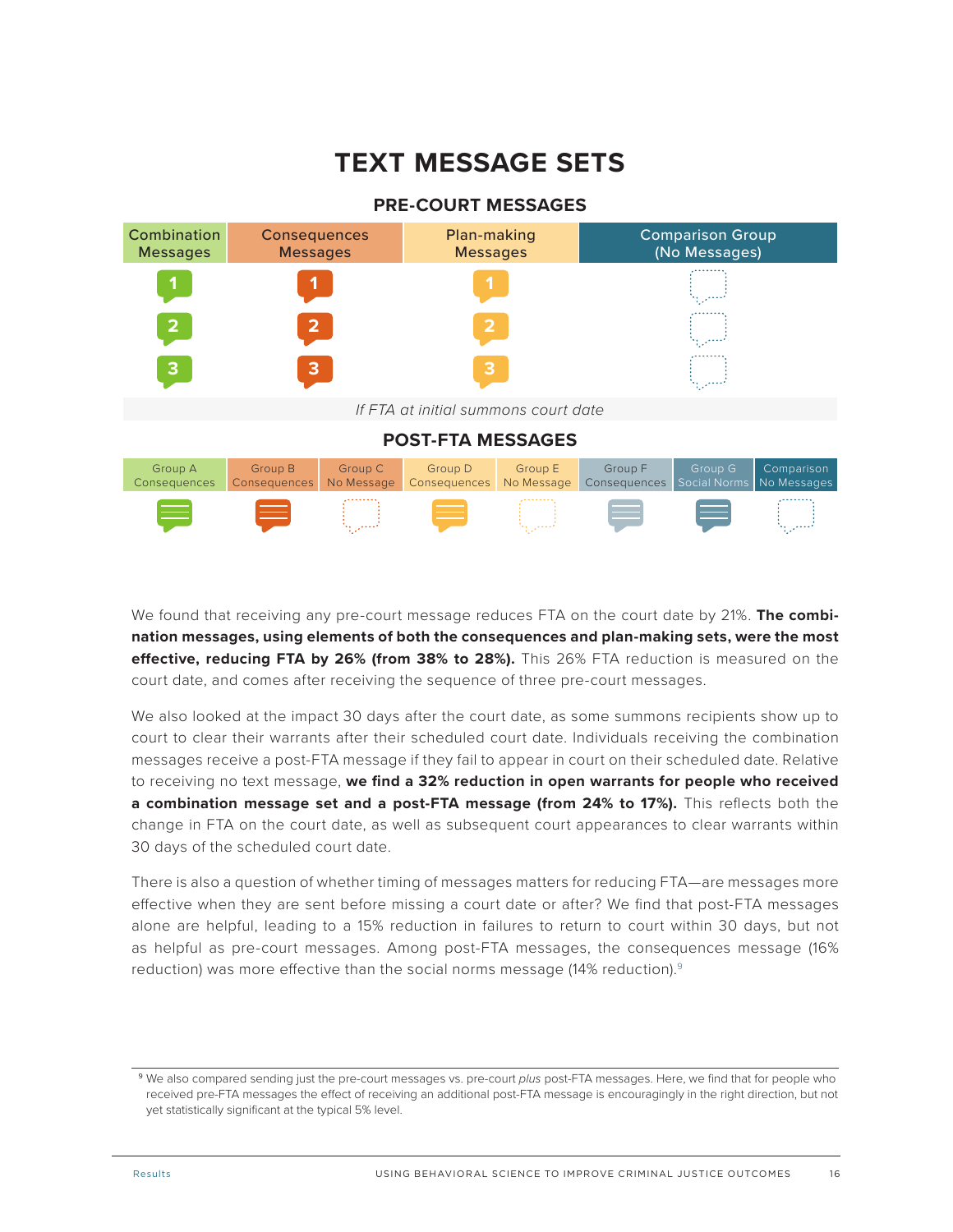# TEXT MESSAGE SETS

## PRE-COURT MESSAGES

| Combination Messages | Consequences Messages | Plan-making Messages | Comparison Group (No Messages) |
|---|---|---|---|
| 1 | 1 | 1 | |
| 2 | 2 | 2 | |
| 3 | 3 | 3 | |

*If FTA at initial summons court date*

## POST-FTA MESSAGES

| Group A Consequences | Group B Consequences | Group C No Message | Group D Consequences | Group E No Message | Group F Consequences | Group G Social Norms | Comparison No Messages |
|---|---|---|---|---|---|---|---|

We found that receiving any pre-court message reduces FTA on the court date by 21%. **The combination messages, using elements of both the consequences and plan-making sets, were the most effective, reducing FTA by 26% (from 38% to 28%).** This 26% FTA reduction is measured on the court date, and comes after receiving the sequence of three pre-court messages.

We also looked at the impact 30 days after the court date, as some summons recipients show up to court to clear their warrants after their scheduled court date. Individuals receiving the combination messages receive a post-FTA message if they fail to appear in court on their scheduled date. Relative to receiving no text message, **we find a 32% reduction in open warrants for people who received a combination message set and a post-FTA message (from 24% to 17%).** This reflects both the change in FTA on the court date, as well as subsequent court appearances to clear warrants within 30 days of the scheduled court date.

There is also a question of whether timing of messages matters for reducing FTA—are messages more effective when they are sent before missing a court date or after? We find that post-FTA messages alone are helpful, leading to a 15% reduction in failures to return to court within 30 days, but not as helpful as pre-court messages. Among post-FTA messages, the consequences message (16% reduction) was more effective than the social norms message (14% reduction).[9]

[9] We also compared sending just the pre-court messages vs. pre-court *plus* post-FTA messages. Here, we find that for people who received pre-FTA messages the effect of receiving an additional post-FTA message is encouragingly in the right direction, but not yet statistically significant at the typical 5% level.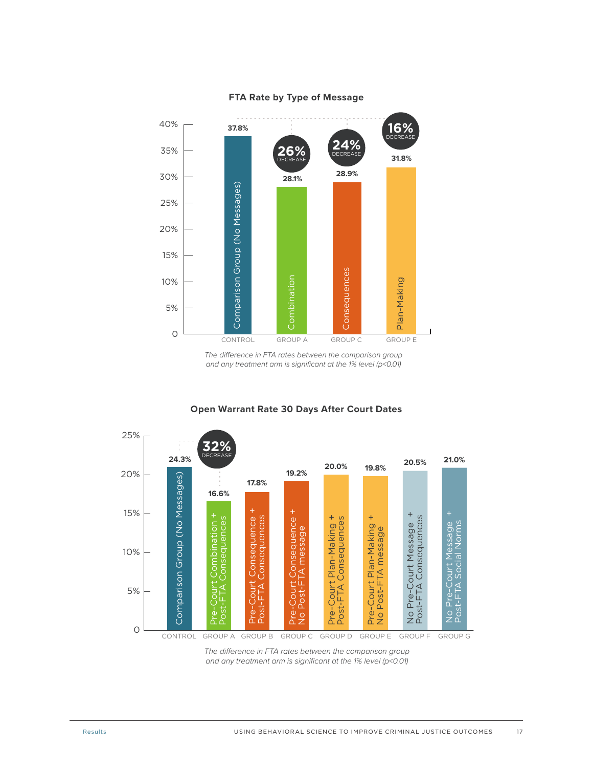**FTA Rate by Type of Message**

| Group | Message Type | FTA Rate | Decrease vs. Control |
|---|---|---|---|
| CONTROL | Comparison Group (No Messages) | 37.8% | |
| GROUP A | Combination | 28.1% | 26% DECREASE |
| GROUP C | Consequences | 28.9% | 24% DECREASE |
| GROUP E | Plan-Making | 31.8% | 16% DECREASE |

*The difference in FTA rates between the comparison group and any treatment arm is significant at the 1% level (p<0.01)*

**Open Warrant Rate 30 Days After Court Dates**

| Group | Message Type | Open Warrant Rate |
|---|---|---|
| CONTROL | Comparison Group (No Messages) | 24.3% |
| GROUP A | Pre-Court Combination + Post-FTA Consequences | 16.6% (32% DECREASE) |
| GROUP B | Pre-Court Consequence + Post-FTA Consequences | 17.8% |
| GROUP C | Pre-Court Consequence + No Post-FTA message | 19.2% |
| GROUP D | Pre-Court Plan-Making + Post-FTA Consequences | 20.0% |
| GROUP E | Pre-Court Plan-Making + No Post-FTA message | 19.8% |
| GROUP F | No Pre-Court Message + Post-FTA Consequences | 20.5% |
| GROUP G | No Pre-Court Message + Post-FTA Social Norms | 21.0% |

*The difference in FTA rates between the comparison group and any treatment arm is significant at the 1% level (p<0.01)*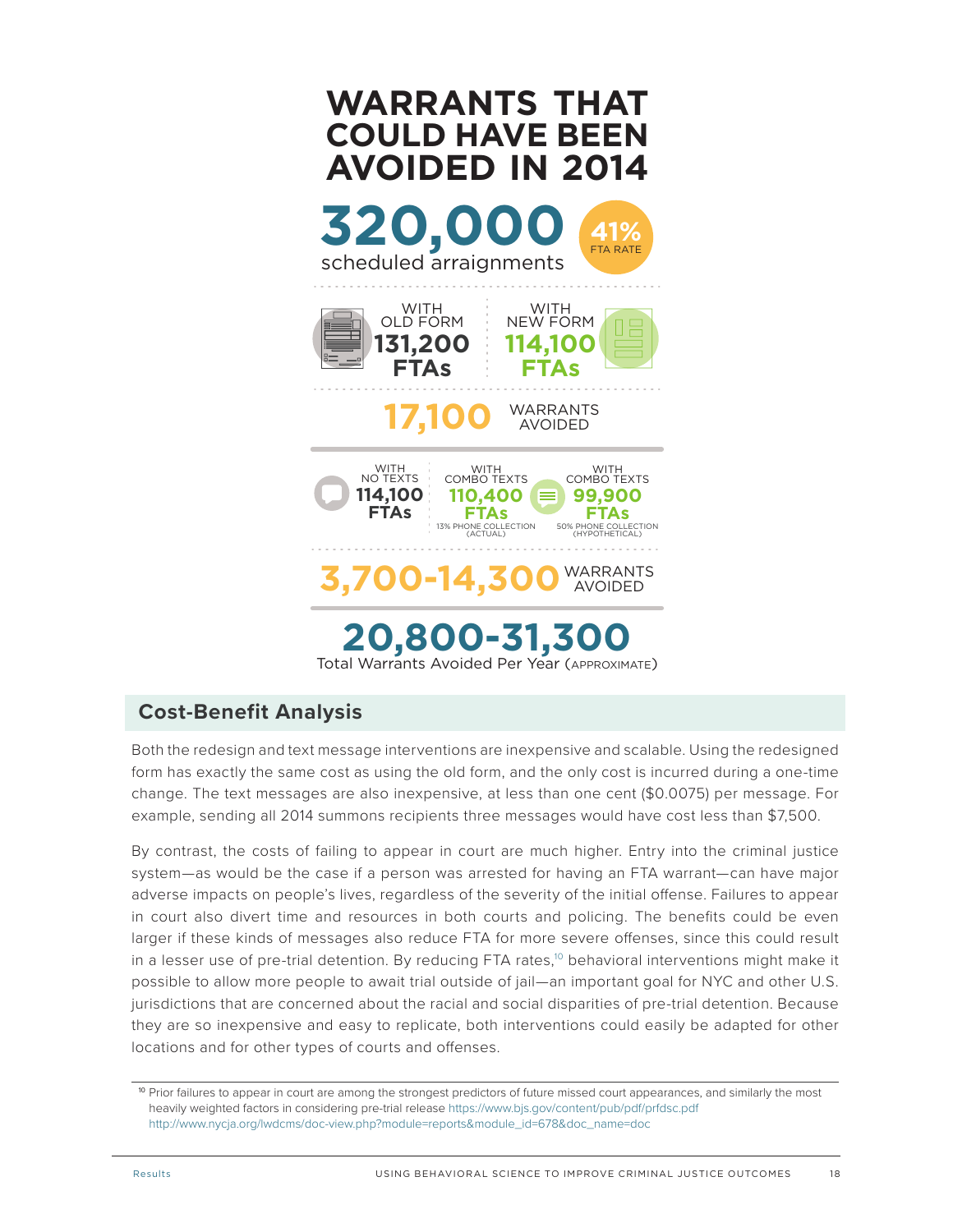## WARRANTS THAT COULD HAVE BEEN AVOIDED IN 2014

**320,000** scheduled arraignments

**41%** FTA RATE

WITH OLD FORM **131,200 FTAs**

WITH NEW FORM **114,100 FTAs**

**17,100** WARRANTS AVOIDED

WITH NO TEXTS **114,100 FTAs**

WITH COMBO TEXTS **110,400 FTAs** 13% PHONE COLLECTION (ACTUAL)

WITH COMBO TEXTS **99,900 FTAs** 50% PHONE COLLECTION (HYPOTHETICAL)

**3,700-14,300** WARRANTS AVOIDED

**20,800-31,300**
Total Warrants Avoided Per Year (APPROXIMATE)

## Cost-Benefit Analysis

Both the redesign and text message interventions are inexpensive and scalable. Using the redesigned form has exactly the same cost as using the old form, and the only cost is incurred during a one-time change. The text messages are also inexpensive, at less than one cent ($0.0075) per message. For example, sending all 2014 summons recipients three messages would have cost less than $7,500.

By contrast, the costs of failing to appear in court are much higher. Entry into the criminal justice system—as would be the case if a person was arrested for having an FTA warrant—can have major adverse impacts on people's lives, regardless of the severity of the initial offense. Failures to appear in court also divert time and resources in both courts and policing. The benefits could be even larger if these kinds of messages also reduce FTA for more severe offenses, since this could result in a lesser use of pre-trial detention. By reducing FTA rates,[10] behavioral interventions might make it possible to allow more people to await trial outside of jail—an important goal for NYC and other U.S. jurisdictions that are concerned about the racial and social disparities of pre-trial detention. Because they are so inexpensive and easy to replicate, both interventions could easily be adapted for other locations and for other types of courts and offenses.

[10] Prior failures to appear in court are among the strongest predictors of future missed court appearances, and similarly the most heavily weighted factors in considering pre-trial release https://www.bjs.gov/content/pub/pdf/prfdsc.pdf http://www.nycja.org/lwdcms/doc-view.php?module=reports&module_id=678&doc_name=doc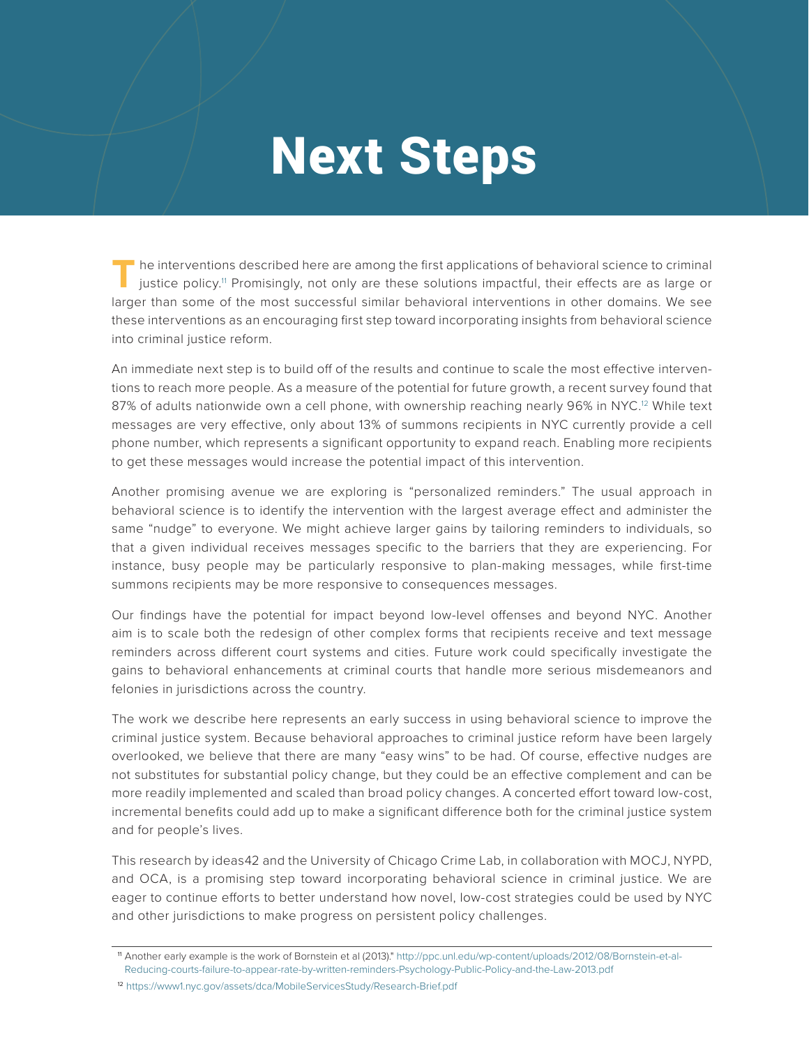# Next Steps

The interventions described here are among the first applications of behavioral science to criminal justice policy.[11] Promisingly, not only are these solutions impactful, their effects are as large or larger than some of the most successful similar behavioral interventions in other domains. We see these interventions as an encouraging first step toward incorporating insights from behavioral science into criminal justice reform.

An immediate next step is to build off of the results and continue to scale the most effective interventions to reach more people. As a measure of the potential for future growth, a recent survey found that 87% of adults nationwide own a cell phone, with ownership reaching nearly 96% in NYC.[12] While text messages are very effective, only about 13% of summons recipients in NYC currently provide a cell phone number, which represents a significant opportunity to expand reach. Enabling more recipients to get these messages would increase the potential impact of this intervention.

Another promising avenue we are exploring is "personalized reminders." The usual approach in behavioral science is to identify the intervention with the largest average effect and administer the same "nudge" to everyone. We might achieve larger gains by tailoring reminders to individuals, so that a given individual receives messages specific to the barriers that they are experiencing. For instance, busy people may be particularly responsive to plan-making messages, while first-time summons recipients may be more responsive to consequences messages.

Our findings have the potential for impact beyond low-level offenses and beyond NYC. Another aim is to scale both the redesign of other complex forms that recipients receive and text message reminders across different court systems and cities. Future work could specifically investigate the gains to behavioral enhancements at criminal courts that handle more serious misdemeanors and felonies in jurisdictions across the country.

The work we describe here represents an early success in using behavioral science to improve the criminal justice system. Because behavioral approaches to criminal justice reform have been largely overlooked, we believe that there are many "easy wins" to be had. Of course, effective nudges are not substitutes for substantial policy change, but they could be an effective complement and can be more readily implemented and scaled than broad policy changes. A concerted effort toward low-cost, incremental benefits could add up to make a significant difference both for the criminal justice system and for people's lives.

This research by ideas42 and the University of Chicago Crime Lab, in collaboration with MOCJ, NYPD, and OCA, is a promising step toward incorporating behavioral science in criminal justice. We are eager to continue efforts to better understand how novel, low-cost strategies could be used by NYC and other jurisdictions to make progress on persistent policy challenges.

---

[11] Another early example is the work of Bornstein et al (2013)." http://ppc.unl.edu/wp-content/uploads/2012/08/Bornstein-et-al-Reducing-courts-failure-to-appear-rate-by-written-reminders-Psychology-Public-Policy-and-the-Law-2013.pdf

[12] https://www1.nyc.gov/assets/dca/MobileServicesStudy/Research-Brief.pdf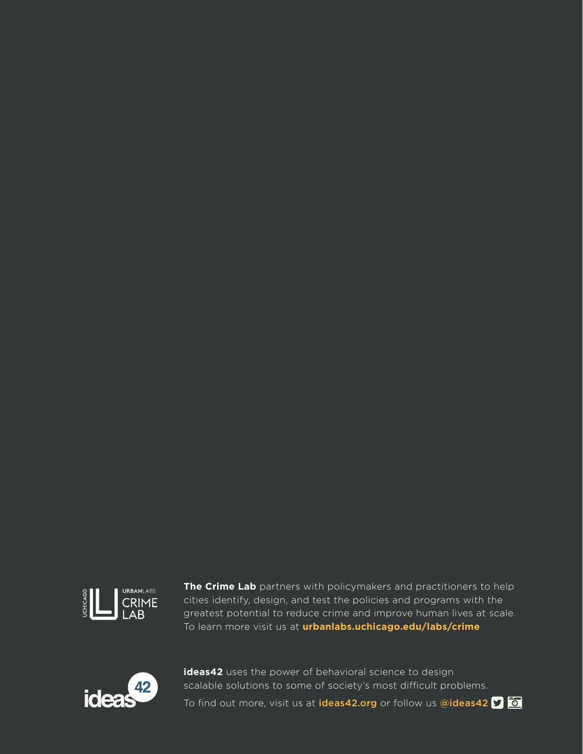**The Crime Lab** partners with policymakers and practitioners to help cities identify, design, and test the policies and programs with the greatest potential to reduce crime and improve human lives at scale. To learn more visit us at **urbanlabs.uchicago.edu/labs/crime**

**ideas42** uses the power of behavioral science to design scalable solutions to some of society's most difficult problems.

To find out more, visit us at ideas42.org or follow us @ideas42